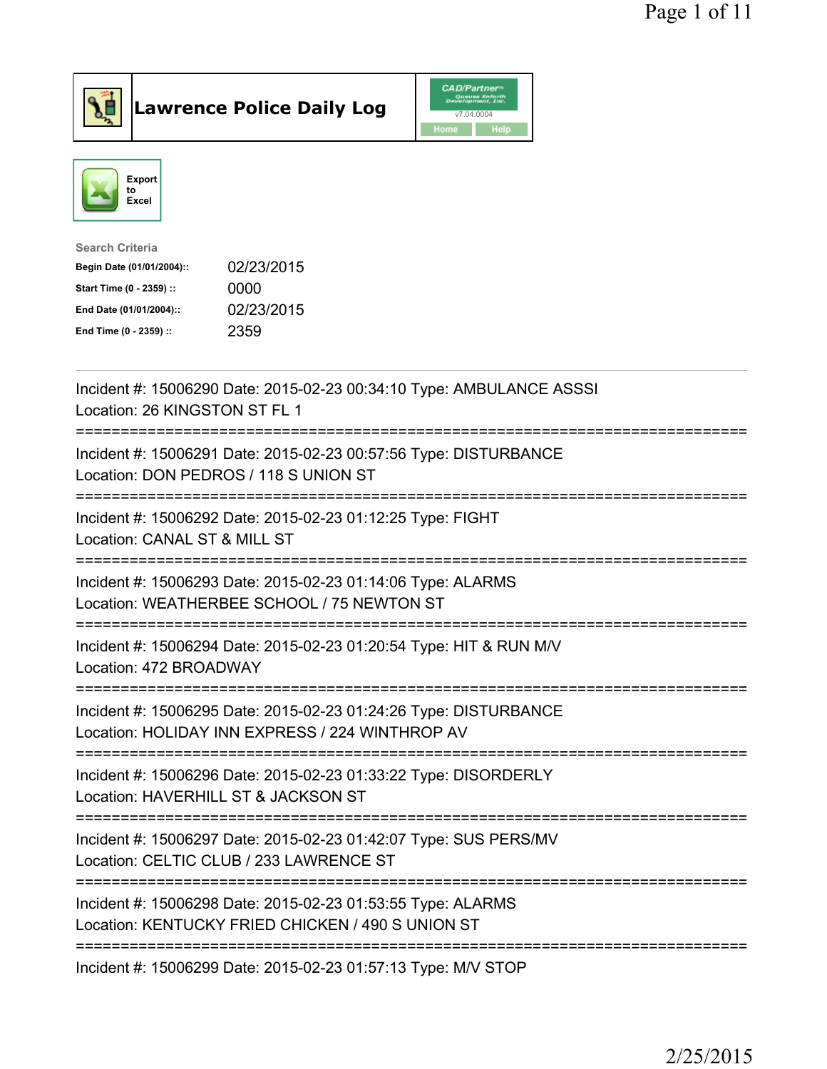# Lawrence Police Daily Log

CAD/Partner v7.04.0004

Home | Help

Export to Excel

**Search Criteria**

| | |
|---|---|
| **Begin Date (01/01/2004)::** | 02/23/2015 |
| **Start Time (0 - 2359) ::** | 0000 |
| **End Date (01/01/2004)::** | 02/23/2015 |
| **End Time (0 - 2359) ::** | 2359 |

---

Incident #: 15006290 Date: 2015-02-23 00:34:10 Type: AMBULANCE ASSSI
Location: 26 KINGSTON ST FL 1

===========================================================================

Incident #: 15006291 Date: 2015-02-23 00:57:56 Type: DISTURBANCE
Location: DON PEDROS / 118 S UNION ST

===========================================================================

Incident #: 15006292 Date: 2015-02-23 01:12:25 Type: FIGHT
Location: CANAL ST & MILL ST

===========================================================================

Incident #: 15006293 Date: 2015-02-23 01:14:06 Type: ALARMS
Location: WEATHERBEE SCHOOL / 75 NEWTON ST

===========================================================================

Incident #: 15006294 Date: 2015-02-23 01:20:54 Type: HIT & RUN M/V
Location: 472 BROADWAY

===========================================================================

Incident #: 15006295 Date: 2015-02-23 01:24:26 Type: DISTURBANCE
Location: HOLIDAY INN EXPRESS / 224 WINTHROP AV

===========================================================================

Incident #: 15006296 Date: 2015-02-23 01:33:22 Type: DISORDERLY
Location: HAVERHILL ST & JACKSON ST

===========================================================================

Incident #: 15006297 Date: 2015-02-23 01:42:07 Type: SUS PERS/MV
Location: CELTIC CLUB / 233 LAWRENCE ST

===========================================================================

Incident #: 15006298 Date: 2015-02-23 01:53:55 Type: ALARMS
Location: KENTUCKY FRIED CHICKEN / 490 S UNION ST

===========================================================================

Incident #: 15006299 Date: 2015-02-23 01:57:13 Type: M/V STOP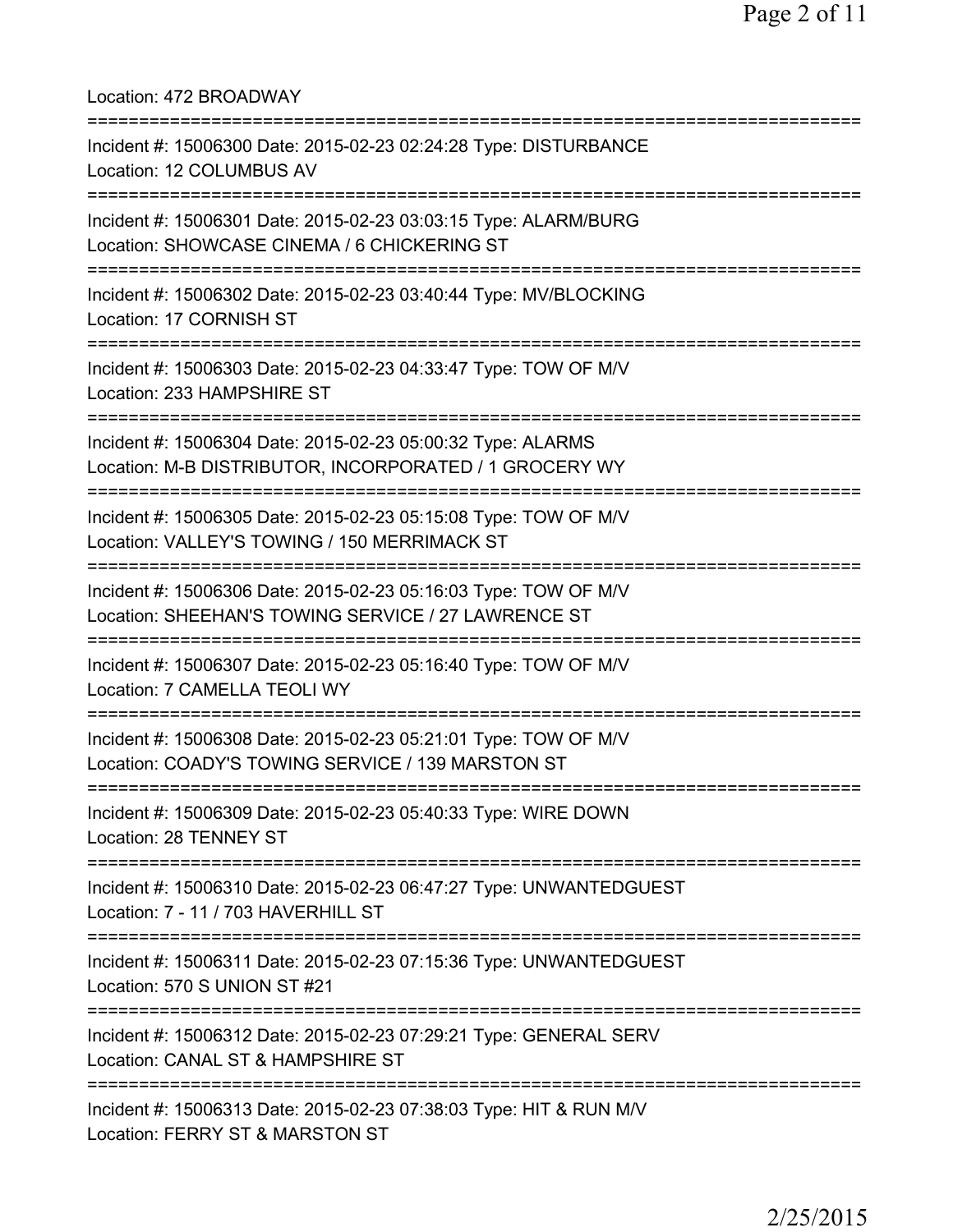Location: 472 BROADWAY

===========================================================================

Incident #: 15006300 Date: 2015-02-23 02:24:28 Type: DISTURBANCE
Location: 12 COLUMBUS AV

===========================================================================

Incident #: 15006301 Date: 2015-02-23 03:03:15 Type: ALARM/BURG
Location: SHOWCASE CINEMA / 6 CHICKERING ST

===========================================================================

Incident #: 15006302 Date: 2015-02-23 03:40:44 Type: MV/BLOCKING
Location: 17 CORNISH ST

===========================================================================

Incident #: 15006303 Date: 2015-02-23 04:33:47 Type: TOW OF M/V
Location: 233 HAMPSHIRE ST

===========================================================================

Incident #: 15006304 Date: 2015-02-23 05:00:32 Type: ALARMS
Location: M-B DISTRIBUTOR, INCORPORATED / 1 GROCERY WY

===========================================================================

Incident #: 15006305 Date: 2015-02-23 05:15:08 Type: TOW OF M/V
Location: VALLEY'S TOWING / 150 MERRIMACK ST

===========================================================================

Incident #: 15006306 Date: 2015-02-23 05:16:03 Type: TOW OF M/V
Location: SHEEHAN'S TOWING SERVICE / 27 LAWRENCE ST

===========================================================================

Incident #: 15006307 Date: 2015-02-23 05:16:40 Type: TOW OF M/V
Location: 7 CAMELLA TEOLI WY

===========================================================================

Incident #: 15006308 Date: 2015-02-23 05:21:01 Type: TOW OF M/V
Location: COADY'S TOWING SERVICE / 139 MARSTON ST

===========================================================================

Incident #: 15006309 Date: 2015-02-23 05:40:33 Type: WIRE DOWN
Location: 28 TENNEY ST

===========================================================================

Incident #: 15006310 Date: 2015-02-23 06:47:27 Type: UNWANTEDGUEST
Location: 7 - 11 / 703 HAVERHILL ST

===========================================================================

Incident #: 15006311 Date: 2015-02-23 07:15:36 Type: UNWANTEDGUEST
Location: 570 S UNION ST #21

===========================================================================

Incident #: 15006312 Date: 2015-02-23 07:29:21 Type: GENERAL SERV
Location: CANAL ST & HAMPSHIRE ST

===========================================================================

Incident #: 15006313 Date: 2015-02-23 07:38:03 Type: HIT & RUN M/V
Location: FERRY ST & MARSTON ST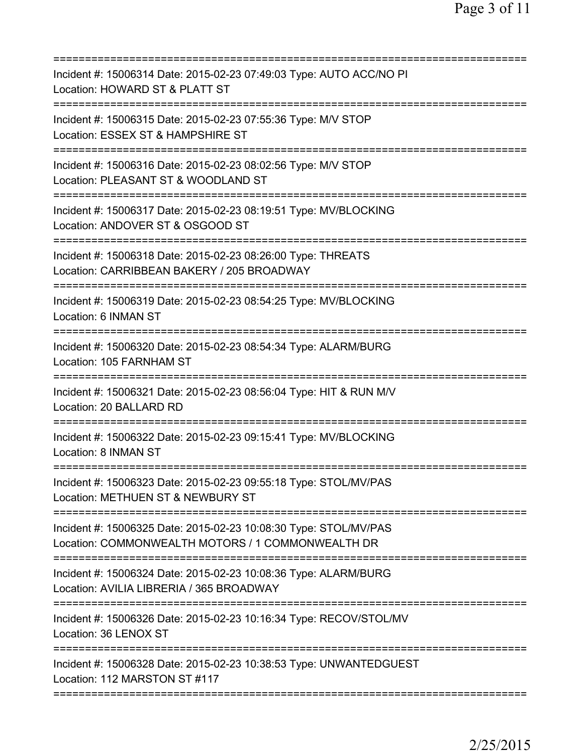Incident #: 15006314 Date: 2015-02-23 07:49:03 Type: AUTO ACC/NO PI
Location: HOWARD ST & PLATT ST

Incident #: 15006315 Date: 2015-02-23 07:55:36 Type: M/V STOP
Location: ESSEX ST & HAMPSHIRE ST

Incident #: 15006316 Date: 2015-02-23 08:02:56 Type: M/V STOP
Location: PLEASANT ST & WOODLAND ST

Incident #: 15006317 Date: 2015-02-23 08:19:51 Type: MV/BLOCKING
Location: ANDOVER ST & OSGOOD ST

Incident #: 15006318 Date: 2015-02-23 08:26:00 Type: THREATS
Location: CARRIBBEAN BAKERY / 205 BROADWAY

Incident #: 15006319 Date: 2015-02-23 08:54:25 Type: MV/BLOCKING
Location: 6 INMAN ST

Incident #: 15006320 Date: 2015-02-23 08:54:34 Type: ALARM/BURG
Location: 105 FARNHAM ST

Incident #: 15006321 Date: 2015-02-23 08:56:04 Type: HIT & RUN M/V
Location: 20 BALLARD RD

Incident #: 15006322 Date: 2015-02-23 09:15:41 Type: MV/BLOCKING
Location: 8 INMAN ST

Incident #: 15006323 Date: 2015-02-23 09:55:18 Type: STOL/MV/PAS
Location: METHUEN ST & NEWBURY ST

Incident #: 15006325 Date: 2015-02-23 10:08:30 Type: STOL/MV/PAS
Location: COMMONWEALTH MOTORS / 1 COMMONWEALTH DR

Incident #: 15006324 Date: 2015-02-23 10:08:36 Type: ALARM/BURG
Location: AVILIA LIBRERIA / 365 BROADWAY

Incident #: 15006326 Date: 2015-02-23 10:16:34 Type: RECOV/STOL/MV
Location: 36 LENOX ST

Incident #: 15006328 Date: 2015-02-23 10:38:53 Type: UNWANTEDGUEST
Location: 112 MARSTON ST #117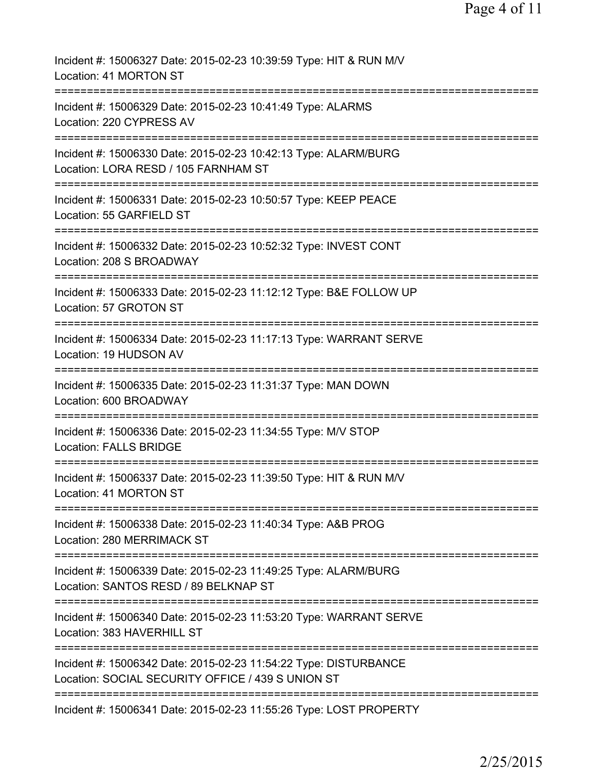Incident #: 15006327 Date: 2015-02-23 10:39:59 Type: HIT & RUN M/V
Location: 41 MORTON ST

===========================================================================

Incident #: 15006329 Date: 2015-02-23 10:41:49 Type: ALARMS
Location: 220 CYPRESS AV

===========================================================================

Incident #: 15006330 Date: 2015-02-23 10:42:13 Type: ALARM/BURG
Location: LORA RESD / 105 FARNHAM ST

===========================================================================

Incident #: 15006331 Date: 2015-02-23 10:50:57 Type: KEEP PEACE
Location: 55 GARFIELD ST

===========================================================================

Incident #: 15006332 Date: 2015-02-23 10:52:32 Type: INVEST CONT
Location: 208 S BROADWAY

===========================================================================

Incident #: 15006333 Date: 2015-02-23 11:12:12 Type: B&E FOLLOW UP
Location: 57 GROTON ST

===========================================================================

Incident #: 15006334 Date: 2015-02-23 11:17:13 Type: WARRANT SERVE
Location: 19 HUDSON AV

===========================================================================

Incident #: 15006335 Date: 2015-02-23 11:31:37 Type: MAN DOWN
Location: 600 BROADWAY

===========================================================================

Incident #: 15006336 Date: 2015-02-23 11:34:55 Type: M/V STOP
Location: FALLS BRIDGE

===========================================================================

Incident #: 15006337 Date: 2015-02-23 11:39:50 Type: HIT & RUN M/V
Location: 41 MORTON ST

===========================================================================

Incident #: 15006338 Date: 2015-02-23 11:40:34 Type: A&B PROG
Location: 280 MERRIMACK ST

===========================================================================

Incident #: 15006339 Date: 2015-02-23 11:49:25 Type: ALARM/BURG
Location: SANTOS RESD / 89 BELKNAP ST

===========================================================================

Incident #: 15006340 Date: 2015-02-23 11:53:20 Type: WARRANT SERVE
Location: 383 HAVERHILL ST

===========================================================================

Incident #: 15006342 Date: 2015-02-23 11:54:22 Type: DISTURBANCE
Location: SOCIAL SECURITY OFFICE / 439 S UNION ST

===========================================================================

Incident #: 15006341 Date: 2015-02-23 11:55:26 Type: LOST PROPERTY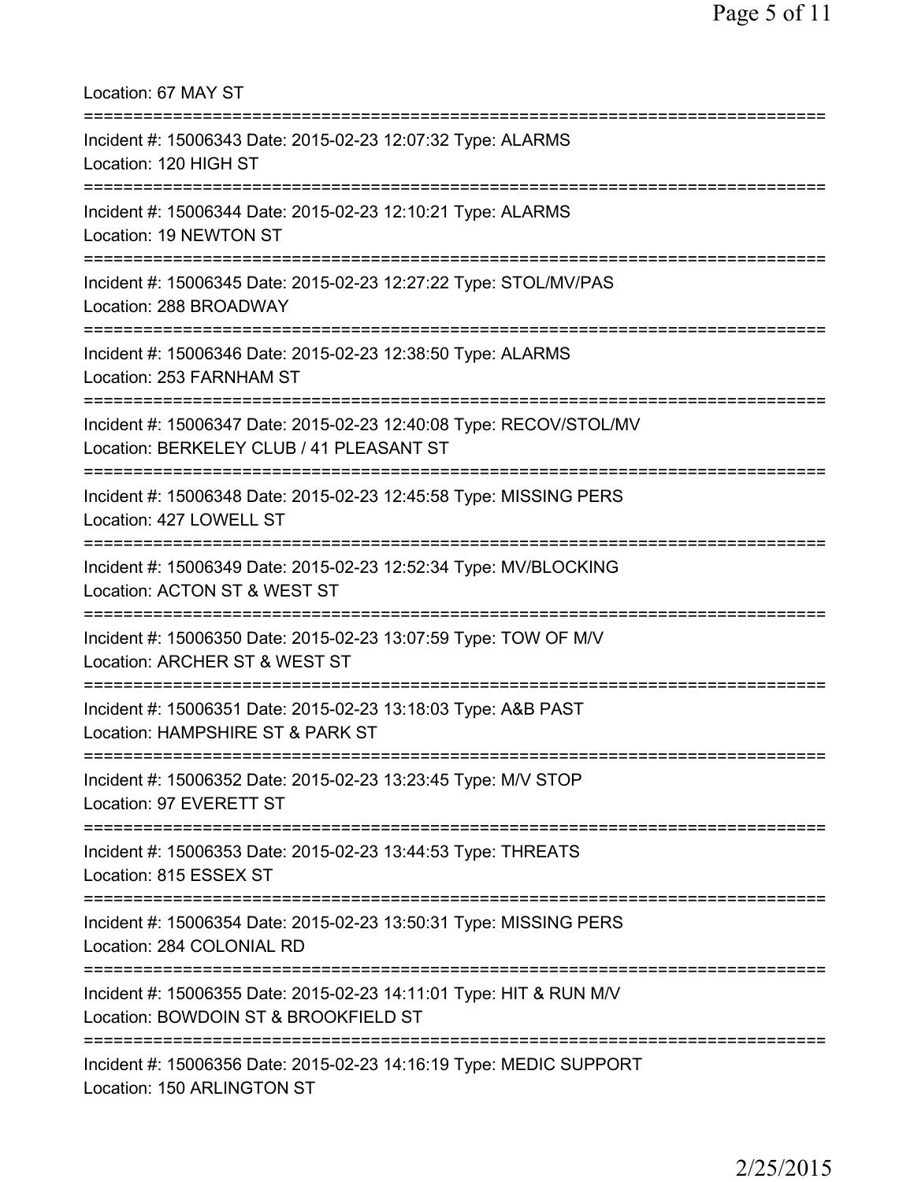Location: 67 MAY ST

===========================================================================

Incident #: 15006343 Date: 2015-02-23 12:07:32 Type: ALARMS
Location: 120 HIGH ST

===========================================================================

Incident #: 15006344 Date: 2015-02-23 12:10:21 Type: ALARMS
Location: 19 NEWTON ST

===========================================================================

Incident #: 15006345 Date: 2015-02-23 12:27:22 Type: STOL/MV/PAS
Location: 288 BROADWAY

===========================================================================

Incident #: 15006346 Date: 2015-02-23 12:38:50 Type: ALARMS
Location: 253 FARNHAM ST

===========================================================================

Incident #: 15006347 Date: 2015-02-23 12:40:08 Type: RECOV/STOL/MV
Location: BERKELEY CLUB / 41 PLEASANT ST

===========================================================================

Incident #: 15006348 Date: 2015-02-23 12:45:58 Type: MISSING PERS
Location: 427 LOWELL ST

===========================================================================

Incident #: 15006349 Date: 2015-02-23 12:52:34 Type: MV/BLOCKING
Location: ACTON ST & WEST ST

===========================================================================

Incident #: 15006350 Date: 2015-02-23 13:07:59 Type: TOW OF M/V
Location: ARCHER ST & WEST ST

===========================================================================

Incident #: 15006351 Date: 2015-02-23 13:18:03 Type: A&B PAST
Location: HAMPSHIRE ST & PARK ST

===========================================================================

Incident #: 15006352 Date: 2015-02-23 13:23:45 Type: M/V STOP
Location: 97 EVERETT ST

===========================================================================

Incident #: 15006353 Date: 2015-02-23 13:44:53 Type: THREATS
Location: 815 ESSEX ST

===========================================================================

Incident #: 15006354 Date: 2015-02-23 13:50:31 Type: MISSING PERS
Location: 284 COLONIAL RD

===========================================================================

Incident #: 15006355 Date: 2015-02-23 14:11:01 Type: HIT & RUN M/V
Location: BOWDOIN ST & BROOKFIELD ST

===========================================================================

Incident #: 15006356 Date: 2015-02-23 14:16:19 Type: MEDIC SUPPORT
Location: 150 ARLINGTON ST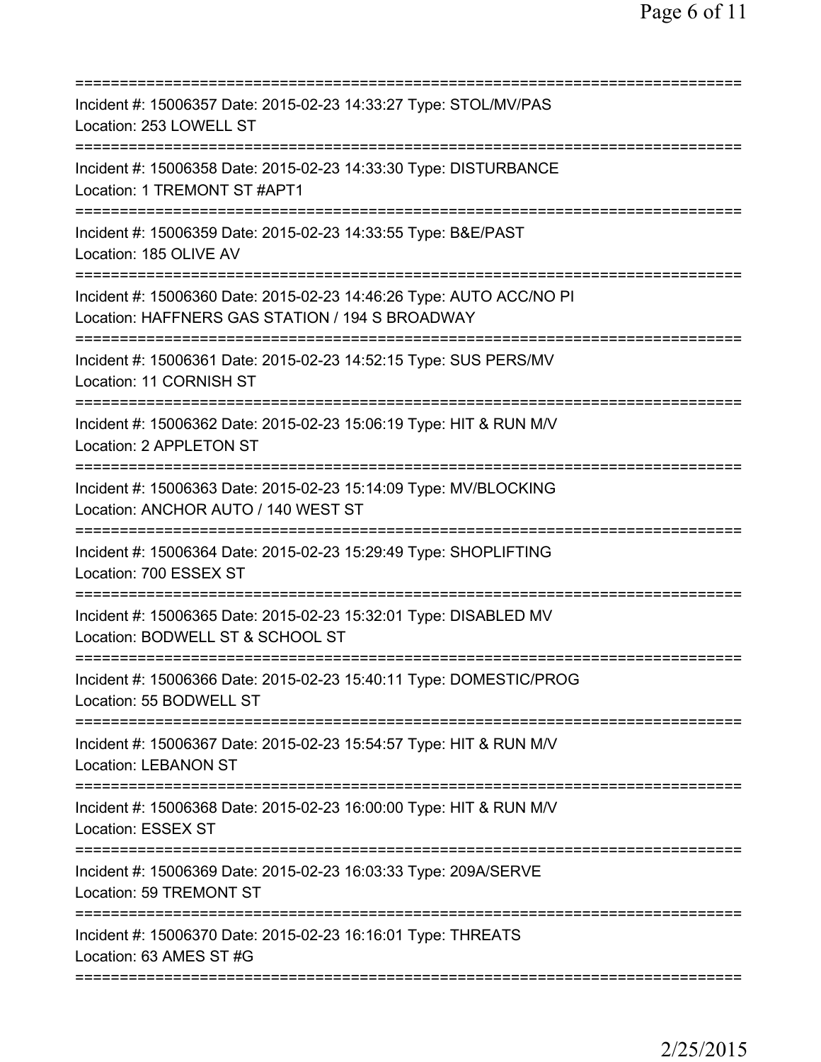===========================================================================
Incident #: 15006357 Date: 2015-02-23 14:33:27 Type: STOL/MV/PAS
Location: 253 LOWELL ST
===========================================================================
Incident #: 15006358 Date: 2015-02-23 14:33:30 Type: DISTURBANCE
Location: 1 TREMONT ST #APT1
===========================================================================
Incident #: 15006359 Date: 2015-02-23 14:33:55 Type: B&E/PAST
Location: 185 OLIVE AV
===========================================================================
Incident #: 15006360 Date: 2015-02-23 14:46:26 Type: AUTO ACC/NO PI
Location: HAFFNERS GAS STATION / 194 S BROADWAY
===========================================================================
Incident #: 15006361 Date: 2015-02-23 14:52:15 Type: SUS PERS/MV
Location: 11 CORNISH ST
===========================================================================
Incident #: 15006362 Date: 2015-02-23 15:06:19 Type: HIT & RUN M/V
Location: 2 APPLETON ST
===========================================================================
Incident #: 15006363 Date: 2015-02-23 15:14:09 Type: MV/BLOCKING
Location: ANCHOR AUTO / 140 WEST ST
===========================================================================
Incident #: 15006364 Date: 2015-02-23 15:29:49 Type: SHOPLIFTING
Location: 700 ESSEX ST
===========================================================================
Incident #: 15006365 Date: 2015-02-23 15:32:01 Type: DISABLED MV
Location: BODWELL ST & SCHOOL ST
===========================================================================
Incident #: 15006366 Date: 2015-02-23 15:40:11 Type: DOMESTIC/PROG
Location: 55 BODWELL ST
===========================================================================
Incident #: 15006367 Date: 2015-02-23 15:54:57 Type: HIT & RUN M/V
Location: LEBANON ST
===========================================================================
Incident #: 15006368 Date: 2015-02-23 16:00:00 Type: HIT & RUN M/V
Location: ESSEX ST
===========================================================================
Incident #: 15006369 Date: 2015-02-23 16:03:33 Type: 209A/SERVE
Location: 59 TREMONT ST
===========================================================================
Incident #: 15006370 Date: 2015-02-23 16:16:01 Type: THREATS
Location: 63 AMES ST #G
===========================================================================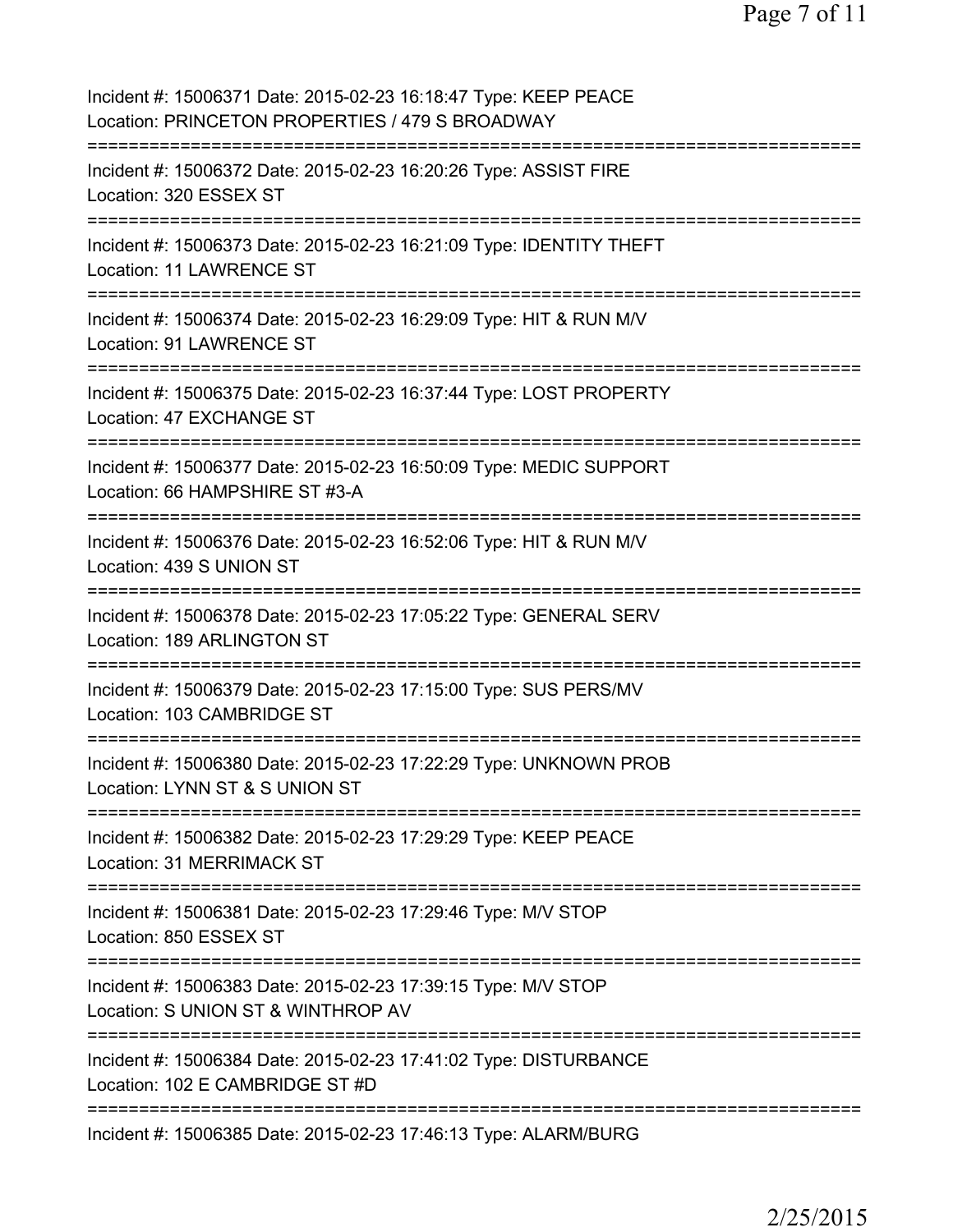Incident #: 15006371 Date: 2015-02-23 16:18:47 Type: KEEP PEACE
Location: PRINCETON PROPERTIES / 479 S BROADWAY
===========================================================================
Incident #: 15006372 Date: 2015-02-23 16:20:26 Type: ASSIST FIRE
Location: 320 ESSEX ST
===========================================================================
Incident #: 15006373 Date: 2015-02-23 16:21:09 Type: IDENTITY THEFT
Location: 11 LAWRENCE ST
===========================================================================
Incident #: 15006374 Date: 2015-02-23 16:29:09 Type: HIT & RUN M/V
Location: 91 LAWRENCE ST
===========================================================================
Incident #: 15006375 Date: 2015-02-23 16:37:44 Type: LOST PROPERTY
Location: 47 EXCHANGE ST
===========================================================================
Incident #: 15006377 Date: 2015-02-23 16:50:09 Type: MEDIC SUPPORT
Location: 66 HAMPSHIRE ST #3-A
===========================================================================
Incident #: 15006376 Date: 2015-02-23 16:52:06 Type: HIT & RUN M/V
Location: 439 S UNION ST
===========================================================================
Incident #: 15006378 Date: 2015-02-23 17:05:22 Type: GENERAL SERV
Location: 189 ARLINGTON ST
===========================================================================
Incident #: 15006379 Date: 2015-02-23 17:15:00 Type: SUS PERS/MV
Location: 103 CAMBRIDGE ST
===========================================================================
Incident #: 15006380 Date: 2015-02-23 17:22:29 Type: UNKNOWN PROB
Location: LYNN ST & S UNION ST
===========================================================================
Incident #: 15006382 Date: 2015-02-23 17:29:29 Type: KEEP PEACE
Location: 31 MERRIMACK ST
===========================================================================
Incident #: 15006381 Date: 2015-02-23 17:29:46 Type: M/V STOP
Location: 850 ESSEX ST
===========================================================================
Incident #: 15006383 Date: 2015-02-23 17:39:15 Type: M/V STOP
Location: S UNION ST & WINTHROP AV
===========================================================================
Incident #: 15006384 Date: 2015-02-23 17:41:02 Type: DISTURBANCE
Location: 102 E CAMBRIDGE ST #D
===========================================================================
Incident #: 15006385 Date: 2015-02-23 17:46:13 Type: ALARM/BURG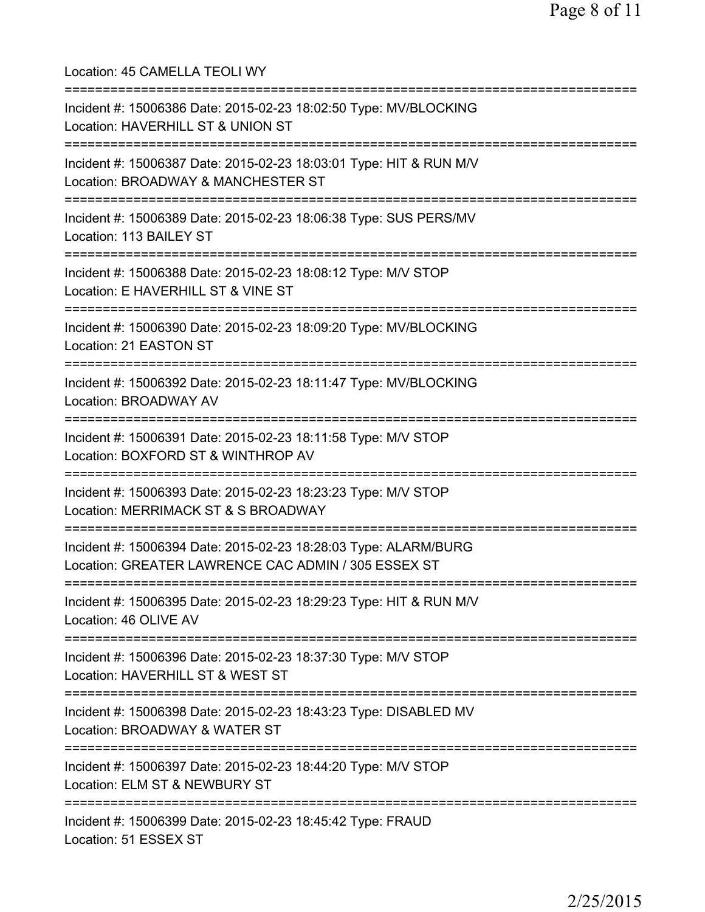Location: 45 CAMELLA TEOLI WY

===========================================================================

Incident #: 15006386 Date: 2015-02-23 18:02:50 Type: MV/BLOCKING
Location: HAVERHILL ST & UNION ST

===========================================================================

Incident #: 15006387 Date: 2015-02-23 18:03:01 Type: HIT & RUN M/V
Location: BROADWAY & MANCHESTER ST

===========================================================================

Incident #: 15006389 Date: 2015-02-23 18:06:38 Type: SUS PERS/MV
Location: 113 BAILEY ST

===========================================================================

Incident #: 15006388 Date: 2015-02-23 18:08:12 Type: M/V STOP
Location: E HAVERHILL ST & VINE ST

===========================================================================

Incident #: 15006390 Date: 2015-02-23 18:09:20 Type: MV/BLOCKING
Location: 21 EASTON ST

===========================================================================

Incident #: 15006392 Date: 2015-02-23 18:11:47 Type: MV/BLOCKING
Location: BROADWAY AV

===========================================================================

Incident #: 15006391 Date: 2015-02-23 18:11:58 Type: M/V STOP
Location: BOXFORD ST & WINTHROP AV

===========================================================================

Incident #: 15006393 Date: 2015-02-23 18:23:23 Type: M/V STOP
Location: MERRIMACK ST & S BROADWAY

===========================================================================

Incident #: 15006394 Date: 2015-02-23 18:28:03 Type: ALARM/BURG
Location: GREATER LAWRENCE CAC ADMIN / 305 ESSEX ST

===========================================================================

Incident #: 15006395 Date: 2015-02-23 18:29:23 Type: HIT & RUN M/V
Location: 46 OLIVE AV

===========================================================================

Incident #: 15006396 Date: 2015-02-23 18:37:30 Type: M/V STOP
Location: HAVERHILL ST & WEST ST

===========================================================================

Incident #: 15006398 Date: 2015-02-23 18:43:23 Type: DISABLED MV
Location: BROADWAY & WATER ST

===========================================================================

Incident #: 15006397 Date: 2015-02-23 18:44:20 Type: M/V STOP
Location: ELM ST & NEWBURY ST

===========================================================================

Incident #: 15006399 Date: 2015-02-23 18:45:42 Type: FRAUD
Location: 51 ESSEX ST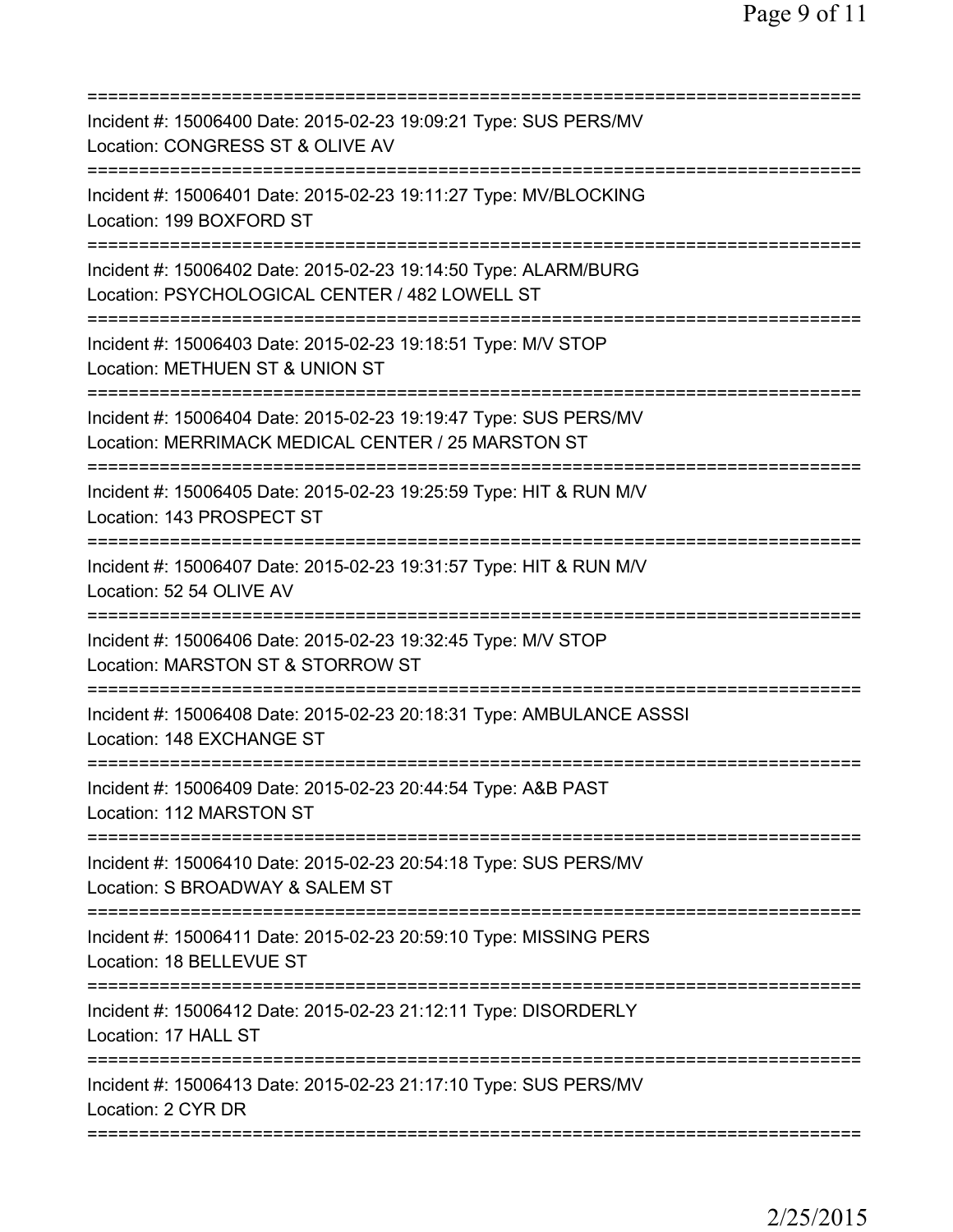===========================================================================

Incident #: 15006400 Date: 2015-02-23 19:09:21 Type: SUS PERS/MV
Location: CONGRESS ST & OLIVE AV

===========================================================================

Incident #: 15006401 Date: 2015-02-23 19:11:27 Type: MV/BLOCKING
Location: 199 BOXFORD ST

===========================================================================

Incident #: 15006402 Date: 2015-02-23 19:14:50 Type: ALARM/BURG
Location: PSYCHOLOGICAL CENTER / 482 LOWELL ST

===========================================================================

Incident #: 15006403 Date: 2015-02-23 19:18:51 Type: M/V STOP
Location: METHUEN ST & UNION ST

===========================================================================

Incident #: 15006404 Date: 2015-02-23 19:19:47 Type: SUS PERS/MV
Location: MERRIMACK MEDICAL CENTER / 25 MARSTON ST

===========================================================================

Incident #: 15006405 Date: 2015-02-23 19:25:59 Type: HIT & RUN M/V
Location: 143 PROSPECT ST

===========================================================================

Incident #: 15006407 Date: 2015-02-23 19:31:57 Type: HIT & RUN M/V
Location: 52 54 OLIVE AV

===========================================================================

Incident #: 15006406 Date: 2015-02-23 19:32:45 Type: M/V STOP
Location: MARSTON ST & STORROW ST

===========================================================================

Incident #: 15006408 Date: 2015-02-23 20:18:31 Type: AMBULANCE ASSSI
Location: 148 EXCHANGE ST

===========================================================================

Incident #: 15006409 Date: 2015-02-23 20:44:54 Type: A&B PAST
Location: 112 MARSTON ST

===========================================================================

Incident #: 15006410 Date: 2015-02-23 20:54:18 Type: SUS PERS/MV
Location: S BROADWAY & SALEM ST

===========================================================================

Incident #: 15006411 Date: 2015-02-23 20:59:10 Type: MISSING PERS
Location: 18 BELLEVUE ST

===========================================================================

Incident #: 15006412 Date: 2015-02-23 21:12:11 Type: DISORDERLY
Location: 17 HALL ST

===========================================================================

Incident #: 15006413 Date: 2015-02-23 21:17:10 Type: SUS PERS/MV
Location: 2 CYR DR

===========================================================================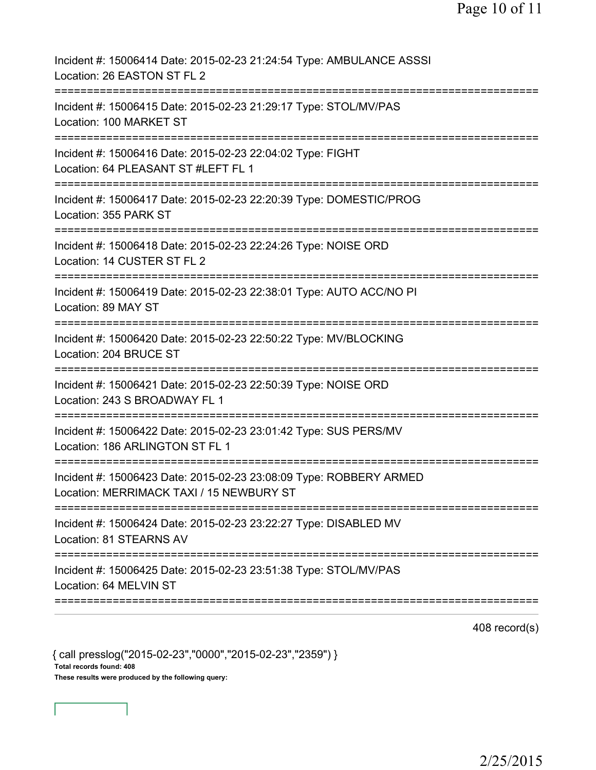Incident #: 15006414 Date: 2015-02-23 21:24:54 Type: AMBULANCE ASSSI
Location: 26 EASTON ST FL 2

===========================================================================

Incident #: 15006415 Date: 2015-02-23 21:29:17 Type: STOL/MV/PAS
Location: 100 MARKET ST

===========================================================================

Incident #: 15006416 Date: 2015-02-23 22:04:02 Type: FIGHT
Location: 64 PLEASANT ST #LEFT FL 1

===========================================================================

Incident #: 15006417 Date: 2015-02-23 22:20:39 Type: DOMESTIC/PROG
Location: 355 PARK ST

===========================================================================

Incident #: 15006418 Date: 2015-02-23 22:24:26 Type: NOISE ORD
Location: 14 CUSTER ST FL 2

===========================================================================

Incident #: 15006419 Date: 2015-02-23 22:38:01 Type: AUTO ACC/NO PI
Location: 89 MAY ST

===========================================================================

Incident #: 15006420 Date: 2015-02-23 22:50:22 Type: MV/BLOCKING
Location: 204 BRUCE ST

===========================================================================

Incident #: 15006421 Date: 2015-02-23 22:50:39 Type: NOISE ORD
Location: 243 S BROADWAY FL 1

===========================================================================

Incident #: 15006422 Date: 2015-02-23 23:01:42 Type: SUS PERS/MV
Location: 186 ARLINGTON ST FL 1

===========================================================================

Incident #: 15006423 Date: 2015-02-23 23:08:09 Type: ROBBERY ARMED
Location: MERRIMACK TAXI / 15 NEWBURY ST

===========================================================================

Incident #: 15006424 Date: 2015-02-23 23:22:27 Type: DISABLED MV
Location: 81 STEARNS AV

===========================================================================

Incident #: 15006425 Date: 2015-02-23 23:51:38 Type: STOL/MV/PAS
Location: 64 MELVIN ST

===========================================================================

408 record(s)

{ call presslog("2015-02-23","0000","2015-02-23","2359") }

**Total records found: 408**

**These results were produced by the following query:**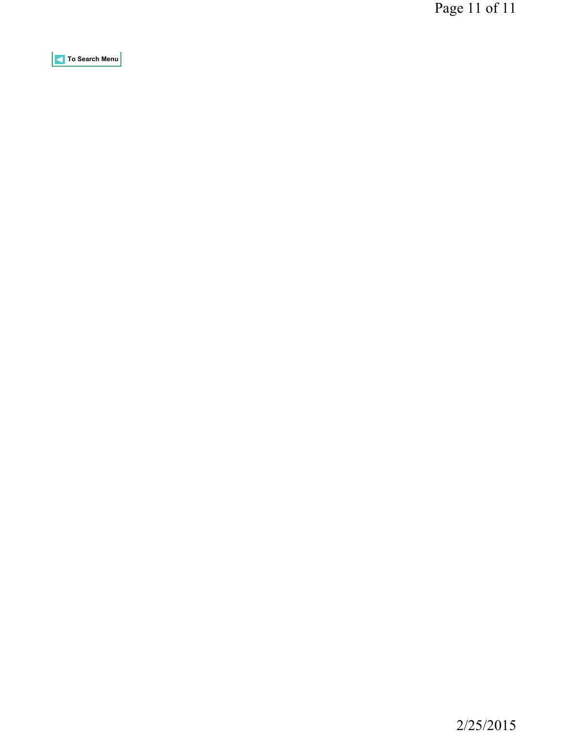To Search Menu